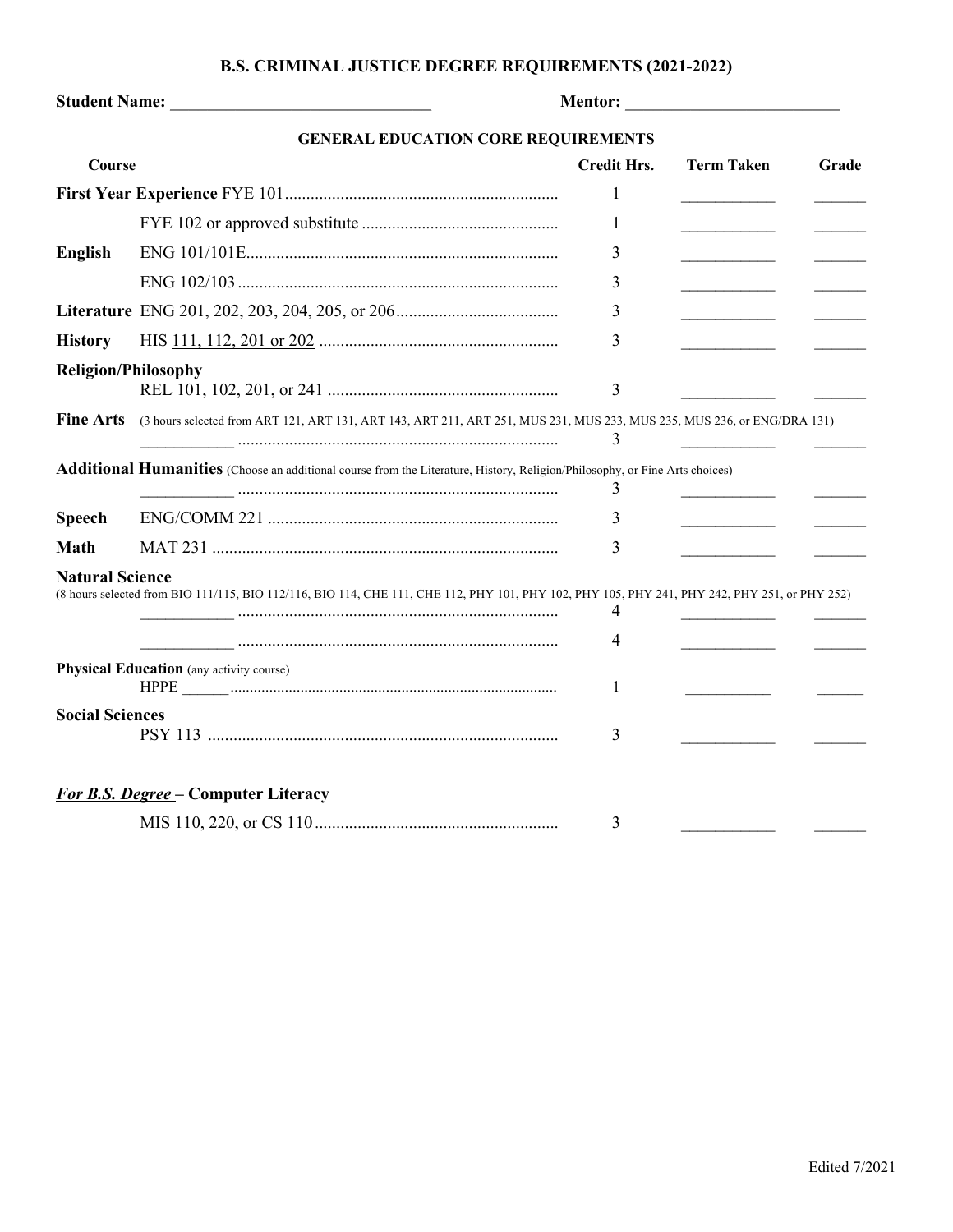# B.S. CRIMINAL JUSTICE DEGREE REQUIREMENTS (2021-2022)

**Student Name:** ______________________________ **Mentor:** _________________________

## GENERAL EDUCATION CORE REQUIREMENTS

| Course | | Credit Hrs. | Term Taken | Grade |
|---|---|---|---|---|
| **First Year Experience** | FYE 101 | 1 | ___________ | ______ |
| | FYE 102 or approved substitute | 1 | ___________ | ______ |
| **English** | ENG 101/101E | 3 | ___________ | ______ |
| | ENG 102/103 | 3 | ___________ | ______ |
| **Literature** | ENG 201, 202, 203, 204, 205, or 206 | 3 | ___________ | ______ |
| **History** | HIS 111, 112, 201 or 202 | 3 | ___________ | ______ |
| **Religion/Philosophy** | REL 101, 102, 201, or 241 | 3 | ___________ | ______ |
| **Fine Arts** (3 hours selected from ART 121, ART 131, ART 143, ART 211, ART 251, MUS 231, MUS 233, MUS 235, MUS 236, or ENG/DRA 131) | ___________ | 3 | ___________ | ______ |
| **Additional Humanities** (Choose an additional course from the Literature, History, Religion/Philosophy, or Fine Arts choices) | ___________ | 3 | ___________ | ______ |
| **Speech** | ENG/COMM 221 | 3 | ___________ | ______ |
| **Math** | MAT 231 | 3 | ___________ | ______ |
| **Natural Science** (8 hours selected from BIO 111/115, BIO 112/116, BIO 114, CHE 111, CHE 112, PHY 101, PHY 102, PHY 105, PHY 241, PHY 242, PHY 251, or PHY 252) | ___________ | 4 | ___________ | ______ |
| | ___________ | 4 | ___________ | ______ |
| **Physical Education** (any activity course) | HPPE ______ | 1 | ___________ | ______ |
| **Social Sciences** | PSY 113 | 3 | ___________ | ______ |

### ***For B.S. Degree*** **– Computer Literacy**

| Course | Credit Hrs. | Term Taken | Grade |
|---|---|---|---|
| MIS 110, 220, or CS 110 | 3 | ___________ | ______ |

Edited 7/2021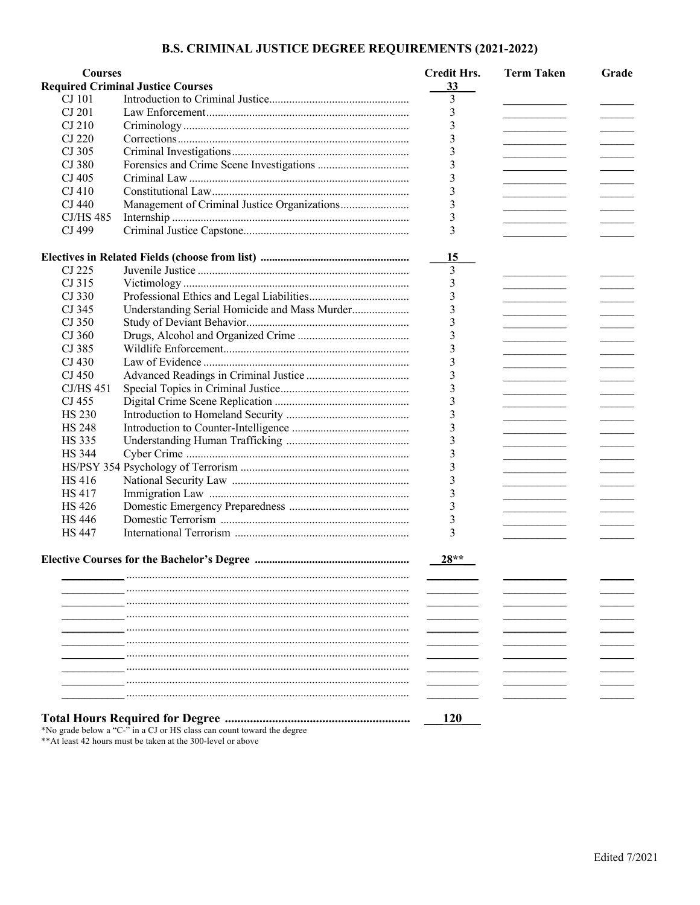# B.S. CRIMINAL JUSTICE DEGREE REQUIREMENTS (2021-2022)

| Courses | | Credit Hrs. | Term Taken | Grade |
|---|---|---|---|---|
| **Required Criminal Justice Courses** | | **33** | | |
| CJ 101 | Introduction to Criminal Justice | 3 | | |
| CJ 201 | Law Enforcement | 3 | | |
| CJ 210 | Criminology | 3 | | |
| CJ 220 | Corrections | 3 | | |
| CJ 305 | Criminal Investigations | 3 | | |
| CJ 380 | Forensics and Crime Scene Investigations | 3 | | |
| CJ 405 | Criminal Law | 3 | | |
| CJ 410 | Constitutional Law | 3 | | |
| CJ 440 | Management of Criminal Justice Organizations | 3 | | |
| CJ/HS 485 | Internship | 3 | | |
| CJ 499 | Criminal Justice Capstone | 3 | | |
| **Electives in Related Fields (choose from list)** | | **15** | | |
| CJ 225 | Juvenile Justice | 3 | | |
| CJ 315 | Victimology | 3 | | |
| CJ 330 | Professional Ethics and Legal Liabilities | 3 | | |
| CJ 345 | Understanding Serial Homicide and Mass Murder | 3 | | |
| CJ 350 | Study of Deviant Behavior | 3 | | |
| CJ 360 | Drugs, Alcohol and Organized Crime | 3 | | |
| CJ 385 | Wildlife Enforcement | 3 | | |
| CJ 430 | Law of Evidence | 3 | | |
| CJ 450 | Advanced Readings in Criminal Justice | 3 | | |
| CJ/HS 451 | Special Topics in Criminal Justice | 3 | | |
| CJ 455 | Digital Crime Scene Replication | 3 | | |
| HS 230 | Introduction to Homeland Security | 3 | | |
| HS 248 | Introduction to Counter-Intelligence | 3 | | |
| HS 335 | Understanding Human Trafficking | 3 | | |
| HS 344 | Cyber Crime | 3 | | |
| HS/PSY 354 | Psychology of Terrorism | 3 | | |
| HS 416 | National Security Law | 3 | | |
| HS 417 | Immigration Law | 3 | | |
| HS 426 | Domestic Emergency Preparedness | 3 | | |
| HS 446 | Domestic Terrorism | 3 | | |
| HS 447 | International Terrorism | 3 | | |
| **Elective Courses for the Bachelor's Degree** | | **28**\*\* | | |
| | | | | |
| | | | | |
| | | | | |
| | | | | |
| | | | | |
| | | | | |
| | | | | |
| | | | | |
| | | | | |
| | | | | |
| **Total Hours Required for Degree** | | **120** | | |

*No grade below a "C-" in a CJ or HS class can count toward the degree

**At least 42 hours must be taken at the 300-level or above

Edited 7/2021